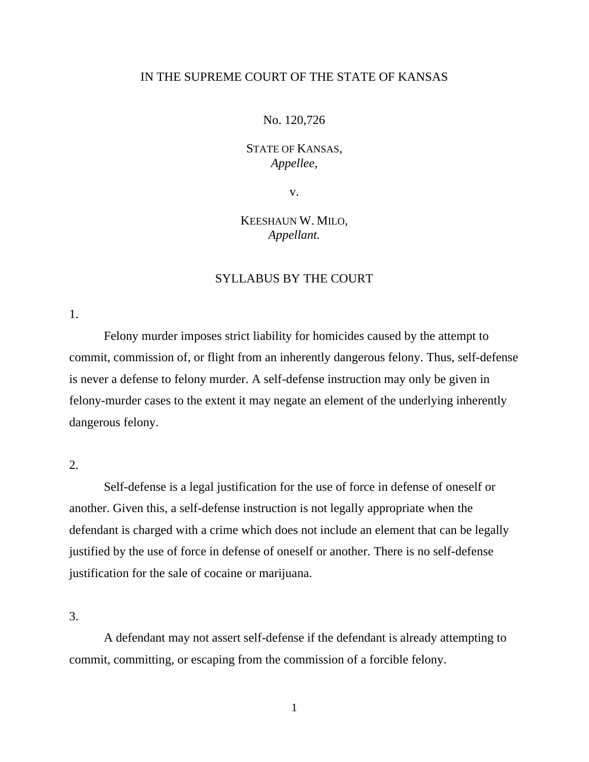IN THE SUPREME COURT OF THE STATE OF KANSAS

No. 120,726

STATE OF KANSAS,
*Appellee,*

v.

KEESHAUN W. MILO,
*Appellant.*

## SYLLABUS BY THE COURT

1.

Felony murder imposes strict liability for homicides caused by the attempt to commit, commission of, or flight from an inherently dangerous felony. Thus, self-defense is never a defense to felony murder. A self-defense instruction may only be given in felony-murder cases to the extent it may negate an element of the underlying inherently dangerous felony.

2.

Self-defense is a legal justification for the use of force in defense of oneself or another. Given this, a self-defense instruction is not legally appropriate when the defendant is charged with a crime which does not include an element that can be legally justified by the use of force in defense of oneself or another. There is no self-defense justification for the sale of cocaine or marijuana.

3.

A defendant may not assert self-defense if the defendant is already attempting to commit, committing, or escaping from the commission of a forcible felony.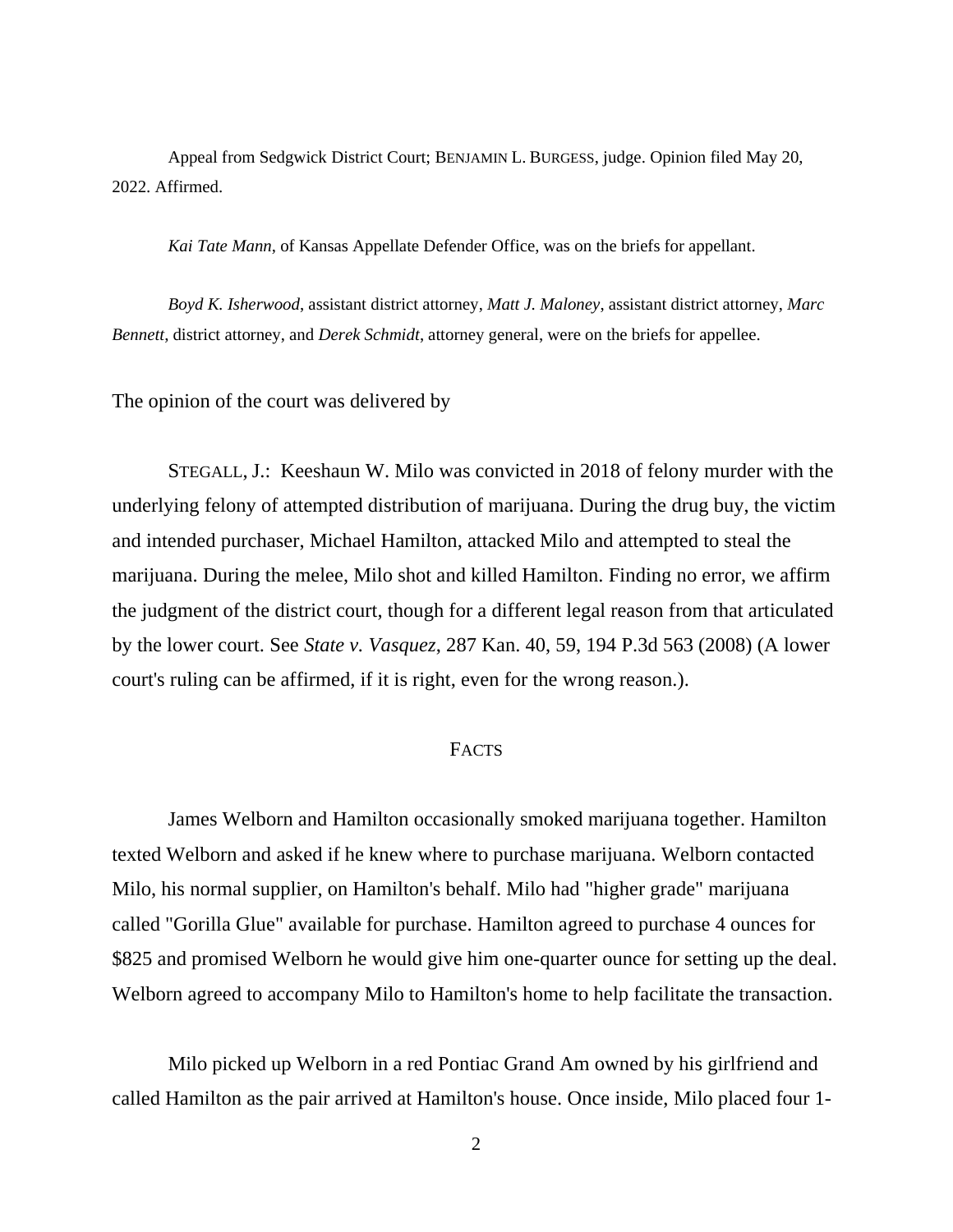Appeal from Sedgwick District Court; BENJAMIN L. BURGESS, judge. Opinion filed May 20, 2022. Affirmed.

*Kai Tate Mann*, of Kansas Appellate Defender Office, was on the briefs for appellant.

*Boyd K. Isherwood*, assistant district attorney, *Matt J. Maloney*, assistant district attorney, *Marc Bennett*, district attorney, and *Derek Schmidt*, attorney general, were on the briefs for appellee.

The opinion of the court was delivered by

STEGALL, J.: Keeshaun W. Milo was convicted in 2018 of felony murder with the underlying felony of attempted distribution of marijuana. During the drug buy, the victim and intended purchaser, Michael Hamilton, attacked Milo and attempted to steal the marijuana. During the melee, Milo shot and killed Hamilton. Finding no error, we affirm the judgment of the district court, though for a different legal reason from that articulated by the lower court. See *State v. Vasquez*, 287 Kan. 40, 59, 194 P.3d 563 (2008) (A lower court's ruling can be affirmed, if it is right, even for the wrong reason.).

## FACTS

James Welborn and Hamilton occasionally smoked marijuana together. Hamilton texted Welborn and asked if he knew where to purchase marijuana. Welborn contacted Milo, his normal supplier, on Hamilton's behalf. Milo had "higher grade" marijuana called "Gorilla Glue" available for purchase. Hamilton agreed to purchase 4 ounces for $825 and promised Welborn he would give him one-quarter ounce for setting up the deal. Welborn agreed to accompany Milo to Hamilton's home to help facilitate the transaction.

Milo picked up Welborn in a red Pontiac Grand Am owned by his girlfriend and called Hamilton as the pair arrived at Hamilton's house. Once inside, Milo placed four 1-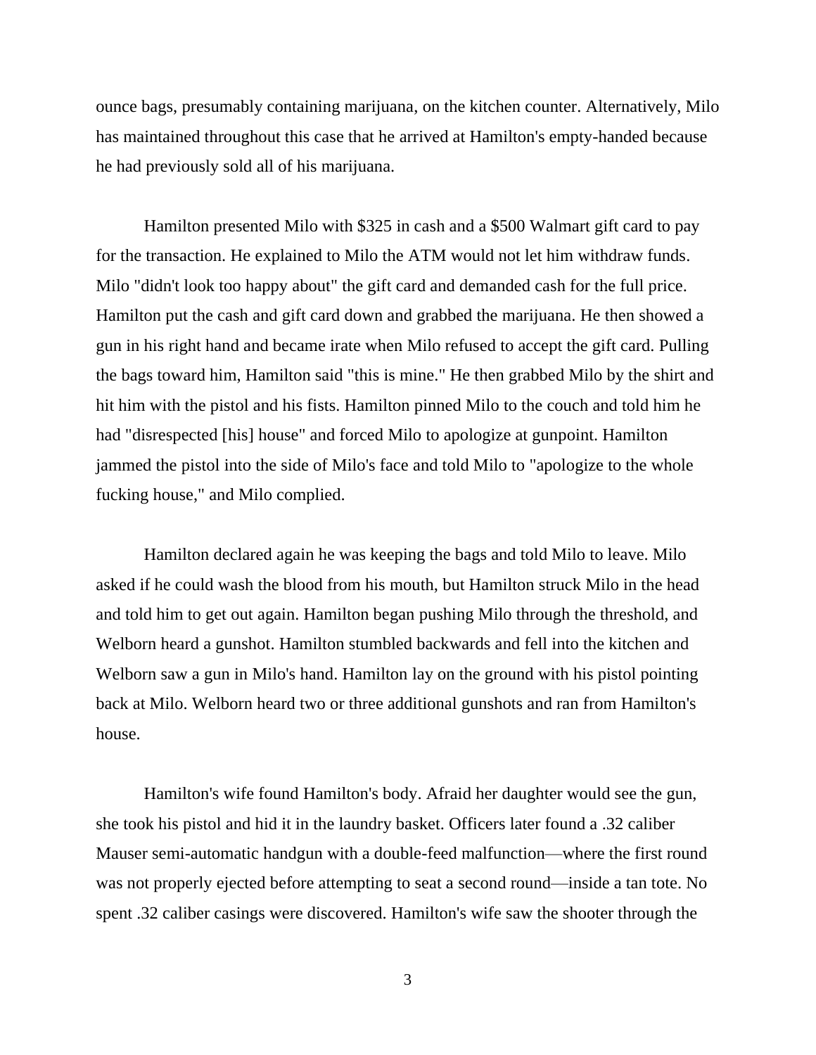ounce bags, presumably containing marijuana, on the kitchen counter. Alternatively, Milo has maintained throughout this case that he arrived at Hamilton's empty-handed because he had previously sold all of his marijuana.

Hamilton presented Milo with $325 in cash and a $500 Walmart gift card to pay for the transaction. He explained to Milo the ATM would not let him withdraw funds. Milo "didn't look too happy about" the gift card and demanded cash for the full price. Hamilton put the cash and gift card down and grabbed the marijuana. He then showed a gun in his right hand and became irate when Milo refused to accept the gift card. Pulling the bags toward him, Hamilton said "this is mine." He then grabbed Milo by the shirt and hit him with the pistol and his fists. Hamilton pinned Milo to the couch and told him he had "disrespected [his] house" and forced Milo to apologize at gunpoint. Hamilton jammed the pistol into the side of Milo's face and told Milo to "apologize to the whole fucking house," and Milo complied.

Hamilton declared again he was keeping the bags and told Milo to leave. Milo asked if he could wash the blood from his mouth, but Hamilton struck Milo in the head and told him to get out again. Hamilton began pushing Milo through the threshold, and Welborn heard a gunshot. Hamilton stumbled backwards and fell into the kitchen and Welborn saw a gun in Milo's hand. Hamilton lay on the ground with his pistol pointing back at Milo. Welborn heard two or three additional gunshots and ran from Hamilton's house.

Hamilton's wife found Hamilton's body. Afraid her daughter would see the gun, she took his pistol and hid it in the laundry basket. Officers later found a .32 caliber Mauser semi-automatic handgun with a double-feed malfunction—where the first round was not properly ejected before attempting to seat a second round—inside a tan tote. No spent .32 caliber casings were discovered. Hamilton's wife saw the shooter through the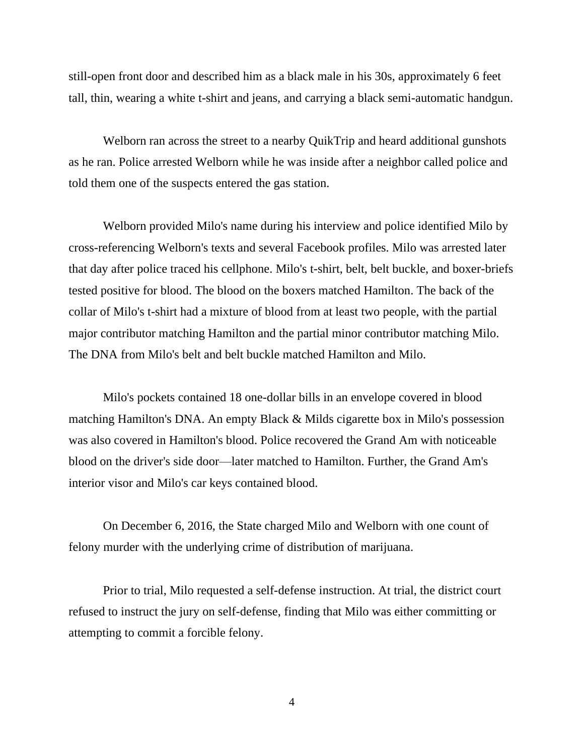still-open front door and described him as a black male in his 30s, approximately 6 feet tall, thin, wearing a white t-shirt and jeans, and carrying a black semi-automatic handgun.

Welborn ran across the street to a nearby QuikTrip and heard additional gunshots as he ran. Police arrested Welborn while he was inside after a neighbor called police and told them one of the suspects entered the gas station.

Welborn provided Milo's name during his interview and police identified Milo by cross-referencing Welborn's texts and several Facebook profiles. Milo was arrested later that day after police traced his cellphone. Milo's t-shirt, belt, belt buckle, and boxer-briefs tested positive for blood. The blood on the boxers matched Hamilton. The back of the collar of Milo's t-shirt had a mixture of blood from at least two people, with the partial major contributor matching Hamilton and the partial minor contributor matching Milo. The DNA from Milo's belt and belt buckle matched Hamilton and Milo.

Milo's pockets contained 18 one-dollar bills in an envelope covered in blood matching Hamilton's DNA. An empty Black & Milds cigarette box in Milo's possession was also covered in Hamilton's blood. Police recovered the Grand Am with noticeable blood on the driver's side door—later matched to Hamilton. Further, the Grand Am's interior visor and Milo's car keys contained blood.

On December 6, 2016, the State charged Milo and Welborn with one count of felony murder with the underlying crime of distribution of marijuana.

Prior to trial, Milo requested a self-defense instruction. At trial, the district court refused to instruct the jury on self-defense, finding that Milo was either committing or attempting to commit a forcible felony.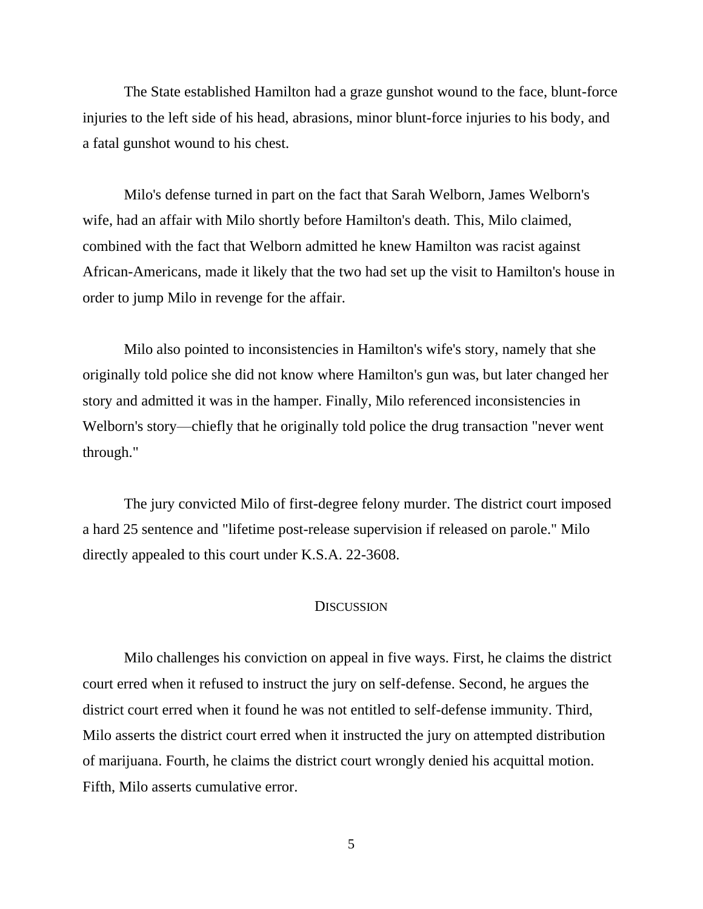The State established Hamilton had a graze gunshot wound to the face, blunt-force injuries to the left side of his head, abrasions, minor blunt-force injuries to his body, and a fatal gunshot wound to his chest.

Milo's defense turned in part on the fact that Sarah Welborn, James Welborn's wife, had an affair with Milo shortly before Hamilton's death. This, Milo claimed, combined with the fact that Welborn admitted he knew Hamilton was racist against African-Americans, made it likely that the two had set up the visit to Hamilton's house in order to jump Milo in revenge for the affair.

Milo also pointed to inconsistencies in Hamilton's wife's story, namely that she originally told police she did not know where Hamilton's gun was, but later changed her story and admitted it was in the hamper. Finally, Milo referenced inconsistencies in Welborn's story—chiefly that he originally told police the drug transaction "never went through."

The jury convicted Milo of first-degree felony murder. The district court imposed a hard 25 sentence and "lifetime post-release supervision if released on parole." Milo directly appealed to this court under K.S.A. 22-3608.

## DISCUSSION

Milo challenges his conviction on appeal in five ways. First, he claims the district court erred when it refused to instruct the jury on self-defense. Second, he argues the district court erred when it found he was not entitled to self-defense immunity. Third, Milo asserts the district court erred when it instructed the jury on attempted distribution of marijuana. Fourth, he claims the district court wrongly denied his acquittal motion. Fifth, Milo asserts cumulative error.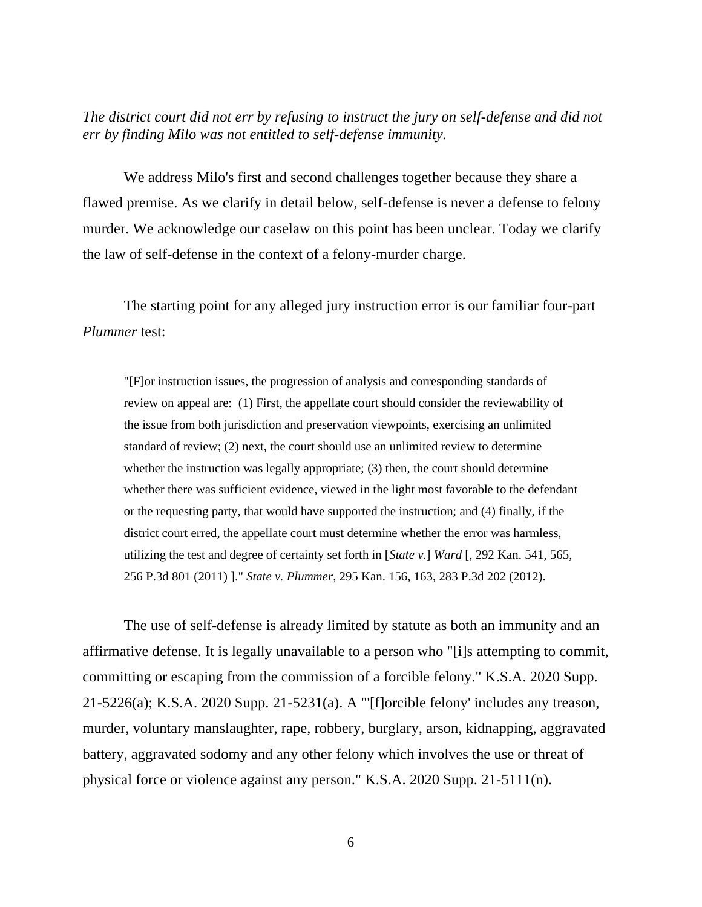*The district court did not err by refusing to instruct the jury on self-defense and did not err by finding Milo was not entitled to self-defense immunity.*

We address Milo's first and second challenges together because they share a flawed premise. As we clarify in detail below, self-defense is never a defense to felony murder. We acknowledge our caselaw on this point has been unclear. Today we clarify the law of self-defense in the context of a felony-murder charge.

The starting point for any alleged jury instruction error is our familiar four-part *Plummer* test:

> "[F]or instruction issues, the progression of analysis and corresponding standards of review on appeal are: (1) First, the appellate court should consider the reviewability of the issue from both jurisdiction and preservation viewpoints, exercising an unlimited standard of review; (2) next, the court should use an unlimited review to determine whether the instruction was legally appropriate; (3) then, the court should determine whether there was sufficient evidence, viewed in the light most favorable to the defendant or the requesting party, that would have supported the instruction; and (4) finally, if the district court erred, the appellate court must determine whether the error was harmless, utilizing the test and degree of certainty set forth in [*State v.*] *Ward* [, 292 Kan. 541, 565, 256 P.3d 801 (2011) ]." *State v. Plummer*, 295 Kan. 156, 163, 283 P.3d 202 (2012).

The use of self-defense is already limited by statute as both an immunity and an affirmative defense. It is legally unavailable to a person who "[i]s attempting to commit, committing or escaping from the commission of a forcible felony." K.S.A. 2020 Supp. 21-5226(a); K.S.A. 2020 Supp. 21-5231(a). A "'[f]orcible felony' includes any treason, murder, voluntary manslaughter, rape, robbery, burglary, arson, kidnapping, aggravated battery, aggravated sodomy and any other felony which involves the use or threat of physical force or violence against any person." K.S.A. 2020 Supp. 21-5111(n).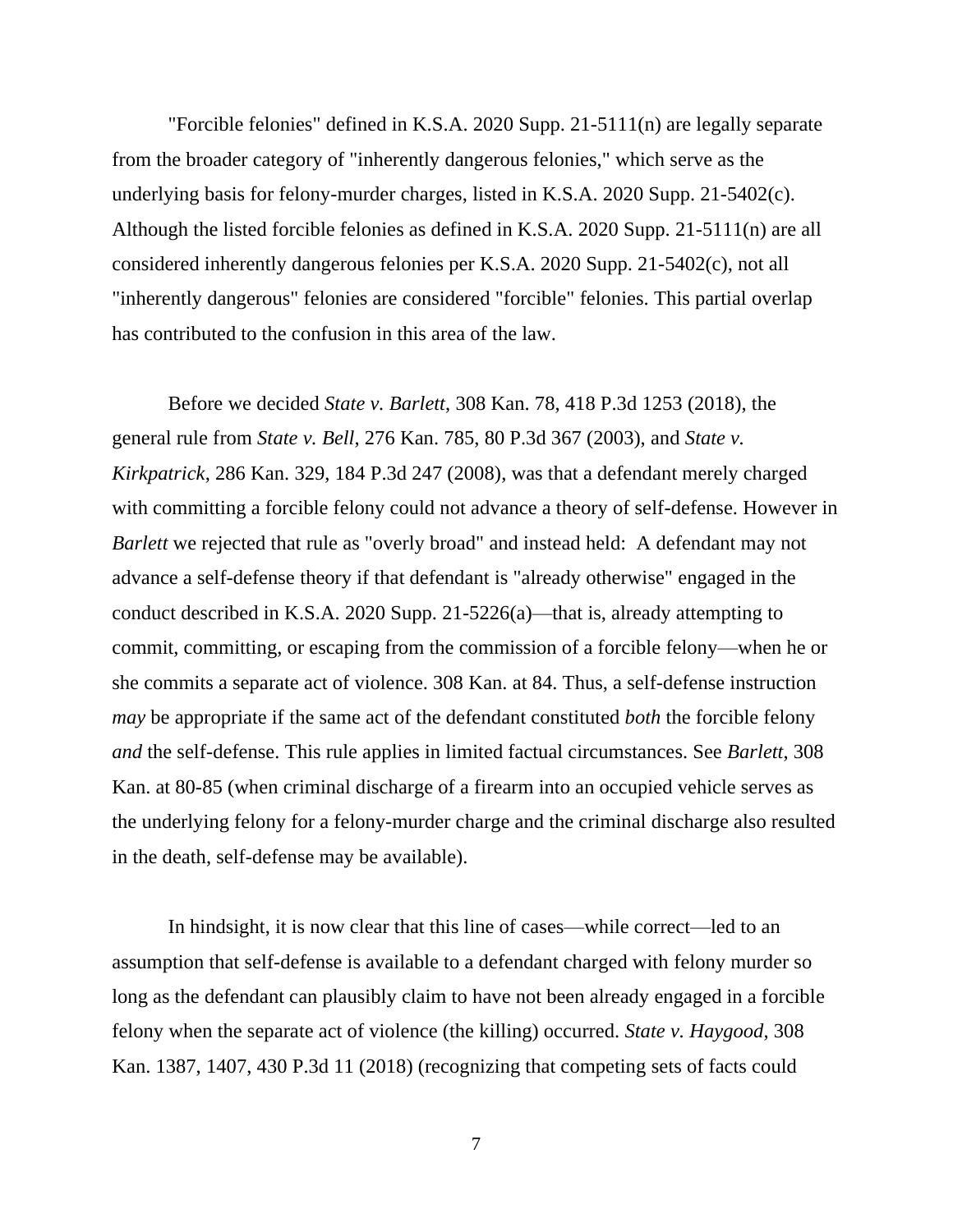"Forcible felonies" defined in K.S.A. 2020 Supp. 21-5111(n) are legally separate from the broader category of "inherently dangerous felonies," which serve as the underlying basis for felony-murder charges, listed in K.S.A. 2020 Supp. 21-5402(c). Although the listed forcible felonies as defined in K.S.A. 2020 Supp. 21-5111(n) are all considered inherently dangerous felonies per K.S.A. 2020 Supp. 21-5402(c), not all "inherently dangerous" felonies are considered "forcible" felonies. This partial overlap has contributed to the confusion in this area of the law.

Before we decided *State v. Barlett*, 308 Kan. 78, 418 P.3d 1253 (2018), the general rule from *State v. Bell*, 276 Kan. 785, 80 P.3d 367 (2003), and *State v. Kirkpatrick*, 286 Kan. 329, 184 P.3d 247 (2008), was that a defendant merely charged with committing a forcible felony could not advance a theory of self-defense. However in *Barlett* we rejected that rule as "overly broad" and instead held: A defendant may not advance a self-defense theory if that defendant is "already otherwise" engaged in the conduct described in K.S.A. 2020 Supp. 21-5226(a)—that is, already attempting to commit, committing, or escaping from the commission of a forcible felony—when he or she commits a separate act of violence. 308 Kan. at 84. Thus, a self-defense instruction *may* be appropriate if the same act of the defendant constituted *both* the forcible felony *and* the self-defense. This rule applies in limited factual circumstances. See *Barlett*, 308 Kan. at 80-85 (when criminal discharge of a firearm into an occupied vehicle serves as the underlying felony for a felony-murder charge and the criminal discharge also resulted in the death, self-defense may be available).

In hindsight, it is now clear that this line of cases—while correct—led to an assumption that self-defense is available to a defendant charged with felony murder so long as the defendant can plausibly claim to have not been already engaged in a forcible felony when the separate act of violence (the killing) occurred. *State v. Haygood*, 308 Kan. 1387, 1407, 430 P.3d 11 (2018) (recognizing that competing sets of facts could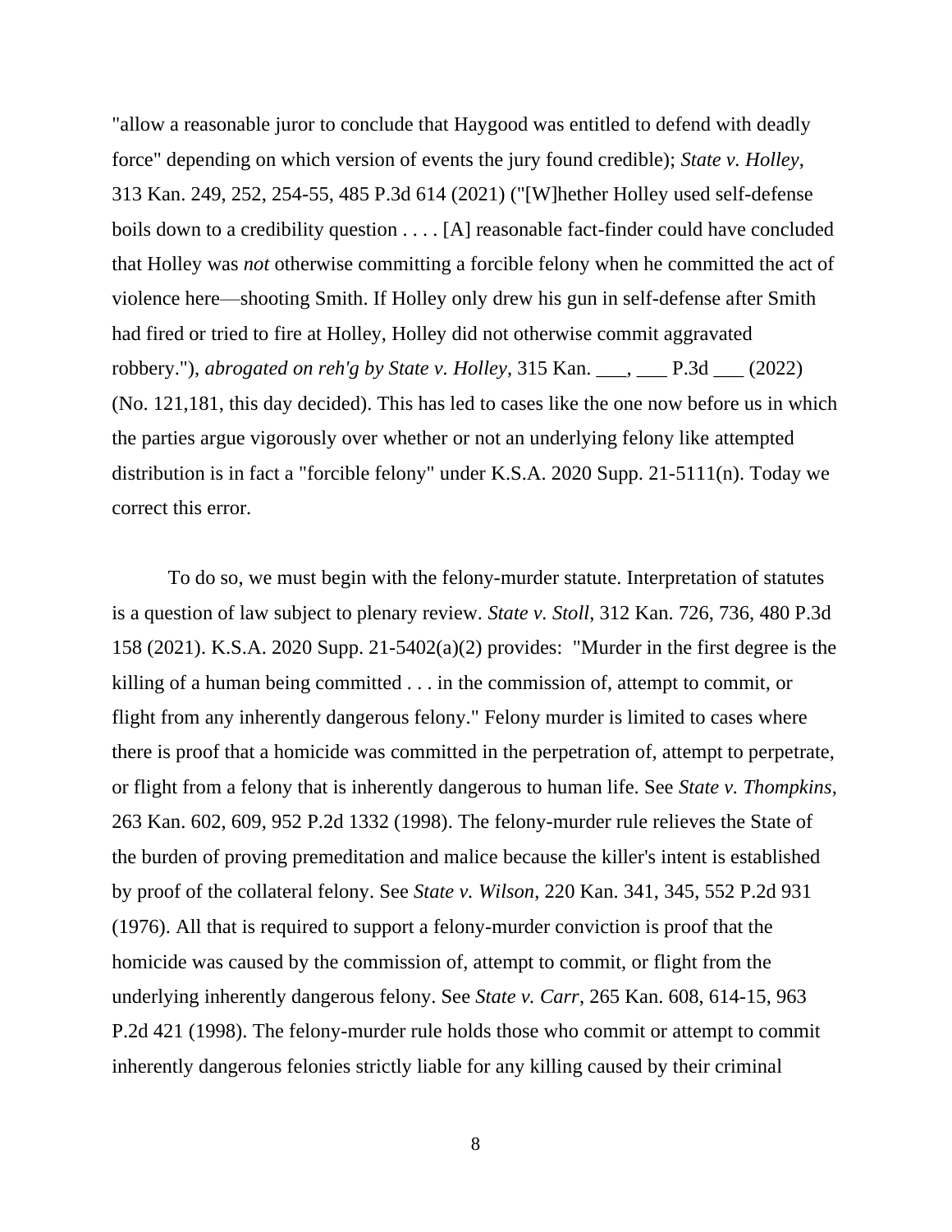"allow a reasonable juror to conclude that Haygood was entitled to defend with deadly force" depending on which version of events the jury found credible); *State v. Holley*, 313 Kan. 249, 252, 254-55, 485 P.3d 614 (2021) ("[W]hether Holley used self-defense boils down to a credibility question . . . . [A] reasonable fact-finder could have concluded that Holley was *not* otherwise committing a forcible felony when he committed the act of violence here—shooting Smith. If Holley only drew his gun in self-defense after Smith had fired or tried to fire at Holley, Holley did not otherwise commit aggravated robbery."), *abrogated on reh'g by State v. Holley*, 315 Kan. ___, ___ P.3d ___ (2022) (No. 121,181, this day decided). This has led to cases like the one now before us in which the parties argue vigorously over whether or not an underlying felony like attempted distribution is in fact a "forcible felony" under K.S.A. 2020 Supp. 21-5111(n). Today we correct this error.

To do so, we must begin with the felony-murder statute. Interpretation of statutes is a question of law subject to plenary review. *State v. Stoll*, 312 Kan. 726, 736, 480 P.3d 158 (2021). K.S.A. 2020 Supp. 21-5402(a)(2) provides: "Murder in the first degree is the killing of a human being committed . . . in the commission of, attempt to commit, or flight from any inherently dangerous felony." Felony murder is limited to cases where there is proof that a homicide was committed in the perpetration of, attempt to perpetrate, or flight from a felony that is inherently dangerous to human life. See *State v. Thompkins*, 263 Kan. 602, 609, 952 P.2d 1332 (1998). The felony-murder rule relieves the State of the burden of proving premeditation and malice because the killer's intent is established by proof of the collateral felony. See *State v. Wilson*, 220 Kan. 341, 345, 552 P.2d 931 (1976). All that is required to support a felony-murder conviction is proof that the homicide was caused by the commission of, attempt to commit, or flight from the underlying inherently dangerous felony. See *State v. Carr*, 265 Kan. 608, 614-15, 963 P.2d 421 (1998). The felony-murder rule holds those who commit or attempt to commit inherently dangerous felonies strictly liable for any killing caused by their criminal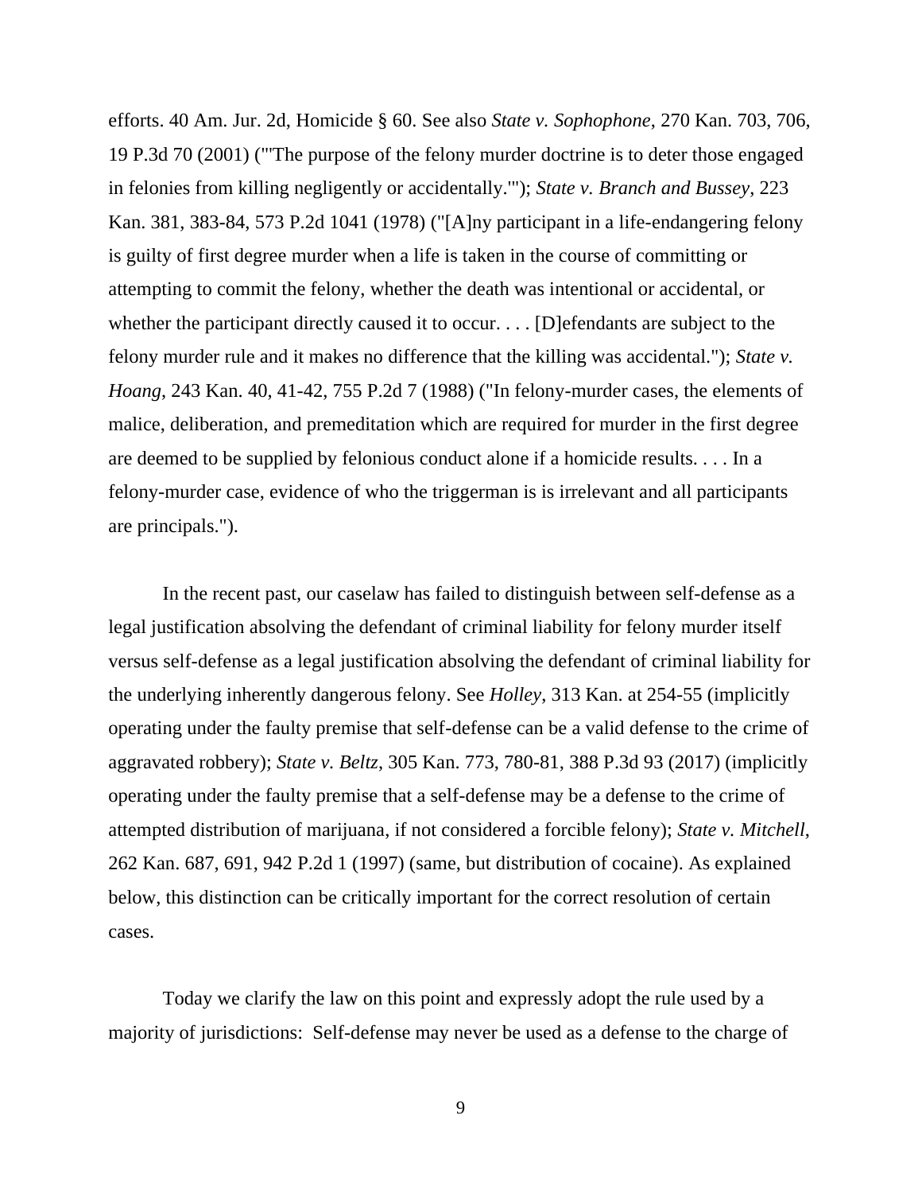efforts. 40 Am. Jur. 2d, Homicide § 60. See also *State v. Sophophone*, 270 Kan. 703, 706, 19 P.3d 70 (2001) ("'The purpose of the felony murder doctrine is to deter those engaged in felonies from killing negligently or accidentally.'"); *State v. Branch and Bussey*, 223 Kan. 381, 383-84, 573 P.2d 1041 (1978) ("[A]ny participant in a life-endangering felony is guilty of first degree murder when a life is taken in the course of committing or attempting to commit the felony, whether the death was intentional or accidental, or whether the participant directly caused it to occur. . . . [D]efendants are subject to the felony murder rule and it makes no difference that the killing was accidental."); *State v. Hoang*, 243 Kan. 40, 41-42, 755 P.2d 7 (1988) ("In felony-murder cases, the elements of malice, deliberation, and premeditation which are required for murder in the first degree are deemed to be supplied by felonious conduct alone if a homicide results. . . . In a felony-murder case, evidence of who the triggerman is is irrelevant and all participants are principals.").

In the recent past, our caselaw has failed to distinguish between self-defense as a legal justification absolving the defendant of criminal liability for felony murder itself versus self-defense as a legal justification absolving the defendant of criminal liability for the underlying inherently dangerous felony. See *Holley*, 313 Kan. at 254-55 (implicitly operating under the faulty premise that self-defense can be a valid defense to the crime of aggravated robbery); *State v. Beltz*, 305 Kan. 773, 780-81, 388 P.3d 93 (2017) (implicitly operating under the faulty premise that a self-defense may be a defense to the crime of attempted distribution of marijuana, if not considered a forcible felony); *State v. Mitchell*, 262 Kan. 687, 691, 942 P.2d 1 (1997) (same, but distribution of cocaine). As explained below, this distinction can be critically important for the correct resolution of certain cases.

Today we clarify the law on this point and expressly adopt the rule used by a majority of jurisdictions: Self-defense may never be used as a defense to the charge of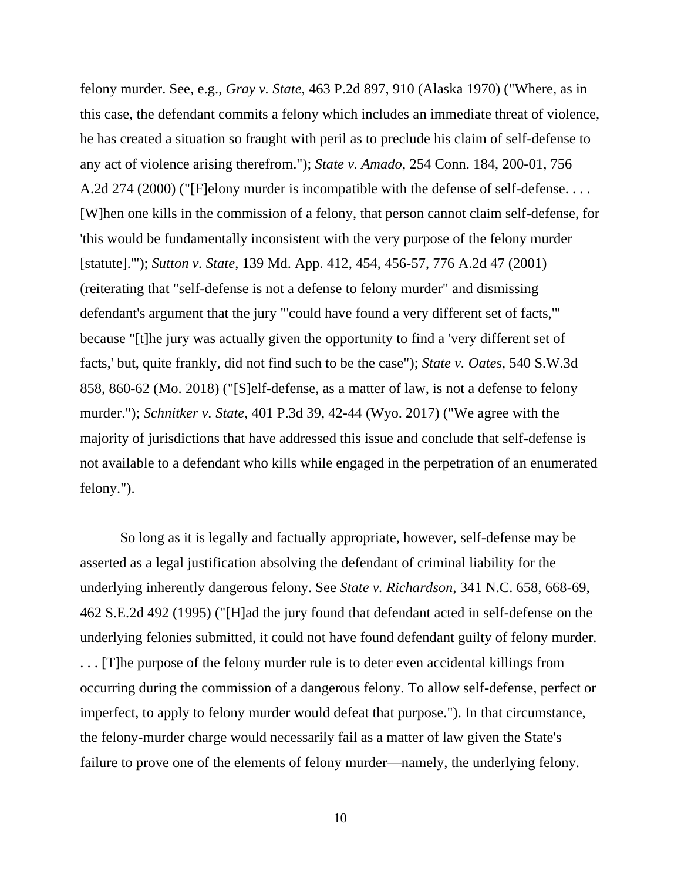felony murder. See, e.g., *Gray v. State*, 463 P.2d 897, 910 (Alaska 1970) ("Where, as in this case, the defendant commits a felony which includes an immediate threat of violence, he has created a situation so fraught with peril as to preclude his claim of self-defense to any act of violence arising therefrom."); *State v. Amado*, 254 Conn. 184, 200-01, 756 A.2d 274 (2000) ("[F]elony murder is incompatible with the defense of self-defense. . . . [W]hen one kills in the commission of a felony, that person cannot claim self-defense, for 'this would be fundamentally inconsistent with the very purpose of the felony murder [statute].'"); *Sutton v. State*, 139 Md. App. 412, 454, 456-57, 776 A.2d 47 (2001) (reiterating that "self-defense is not a defense to felony murder" and dismissing defendant's argument that the jury "'could have found a very different set of facts,'" because "[t]he jury was actually given the opportunity to find a 'very different set of facts,' but, quite frankly, did not find such to be the case"); *State v. Oates*, 540 S.W.3d 858, 860-62 (Mo. 2018) ("[S]elf-defense, as a matter of law, is not a defense to felony murder."); *Schnitker v. State*, 401 P.3d 39, 42-44 (Wyo. 2017) ("We agree with the majority of jurisdictions that have addressed this issue and conclude that self-defense is not available to a defendant who kills while engaged in the perpetration of an enumerated felony.").

So long as it is legally and factually appropriate, however, self-defense may be asserted as a legal justification absolving the defendant of criminal liability for the underlying inherently dangerous felony. See *State v. Richardson*, 341 N.C. 658, 668-69, 462 S.E.2d 492 (1995) ("[H]ad the jury found that defendant acted in self-defense on the underlying felonies submitted, it could not have found defendant guilty of felony murder. . . . [T]he purpose of the felony murder rule is to deter even accidental killings from occurring during the commission of a dangerous felony. To allow self-defense, perfect or imperfect, to apply to felony murder would defeat that purpose."). In that circumstance, the felony-murder charge would necessarily fail as a matter of law given the State's failure to prove one of the elements of felony murder—namely, the underlying felony.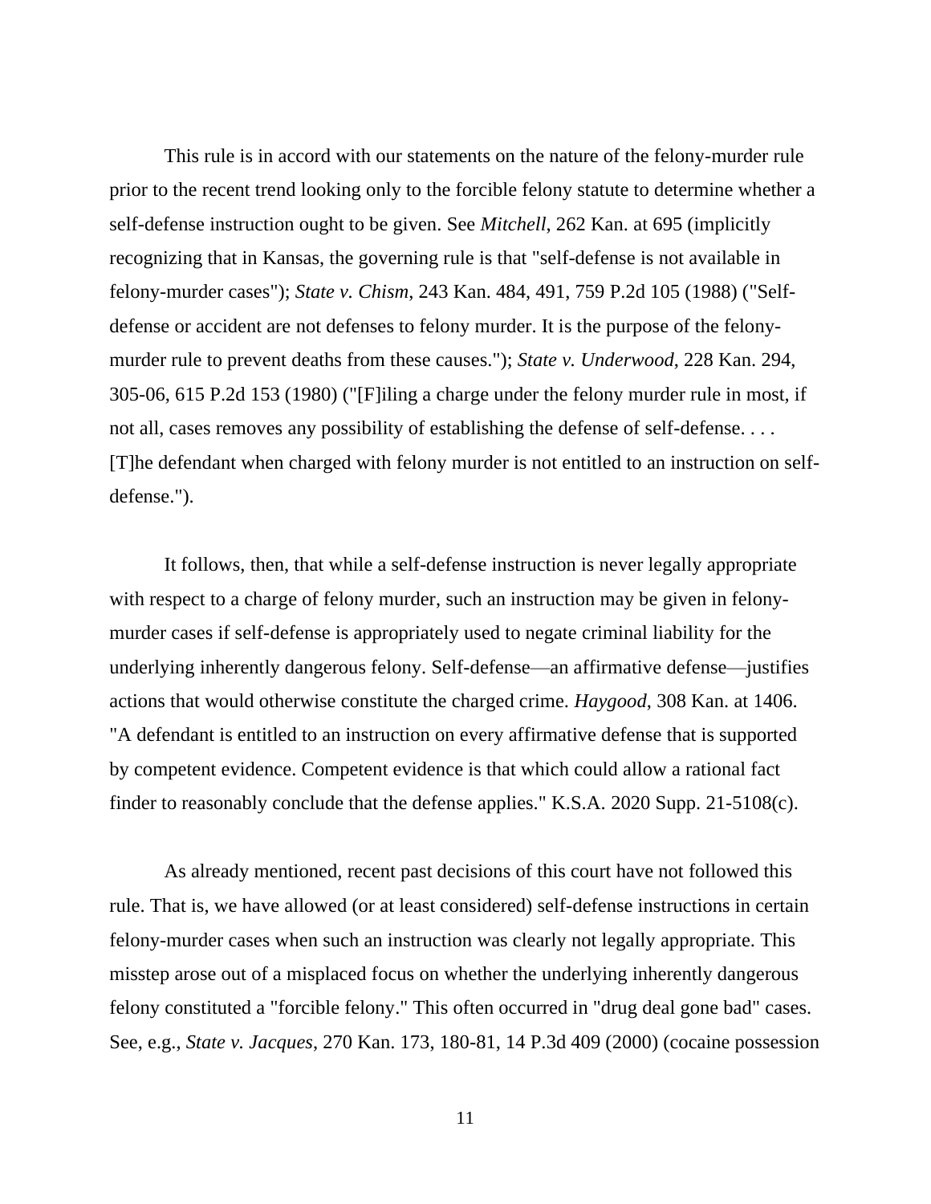This rule is in accord with our statements on the nature of the felony-murder rule prior to the recent trend looking only to the forcible felony statute to determine whether a self-defense instruction ought to be given. See *Mitchell*, 262 Kan. at 695 (implicitly recognizing that in Kansas, the governing rule is that "self-defense is not available in felony-murder cases"); *State v. Chism*, 243 Kan. 484, 491, 759 P.2d 105 (1988) ("Self-defense or accident are not defenses to felony murder. It is the purpose of the felony-murder rule to prevent deaths from these causes."); *State v. Underwood*, 228 Kan. 294, 305-06, 615 P.2d 153 (1980) ("[F]iling a charge under the felony murder rule in most, if not all, cases removes any possibility of establishing the defense of self-defense. . . . [T]he defendant when charged with felony murder is not entitled to an instruction on self-defense.").

It follows, then, that while a self-defense instruction is never legally appropriate with respect to a charge of felony murder, such an instruction may be given in felony-murder cases if self-defense is appropriately used to negate criminal liability for the underlying inherently dangerous felony. Self-defense—an affirmative defense—justifies actions that would otherwise constitute the charged crime. *Haygood*, 308 Kan. at 1406. "A defendant is entitled to an instruction on every affirmative defense that is supported by competent evidence. Competent evidence is that which could allow a rational fact finder to reasonably conclude that the defense applies." K.S.A. 2020 Supp. 21-5108(c).

As already mentioned, recent past decisions of this court have not followed this rule. That is, we have allowed (or at least considered) self-defense instructions in certain felony-murder cases when such an instruction was clearly not legally appropriate. This misstep arose out of a misplaced focus on whether the underlying inherently dangerous felony constituted a "forcible felony." This often occurred in "drug deal gone bad" cases. See, e.g., *State v. Jacques*, 270 Kan. 173, 180-81, 14 P.3d 409 (2000) (cocaine possession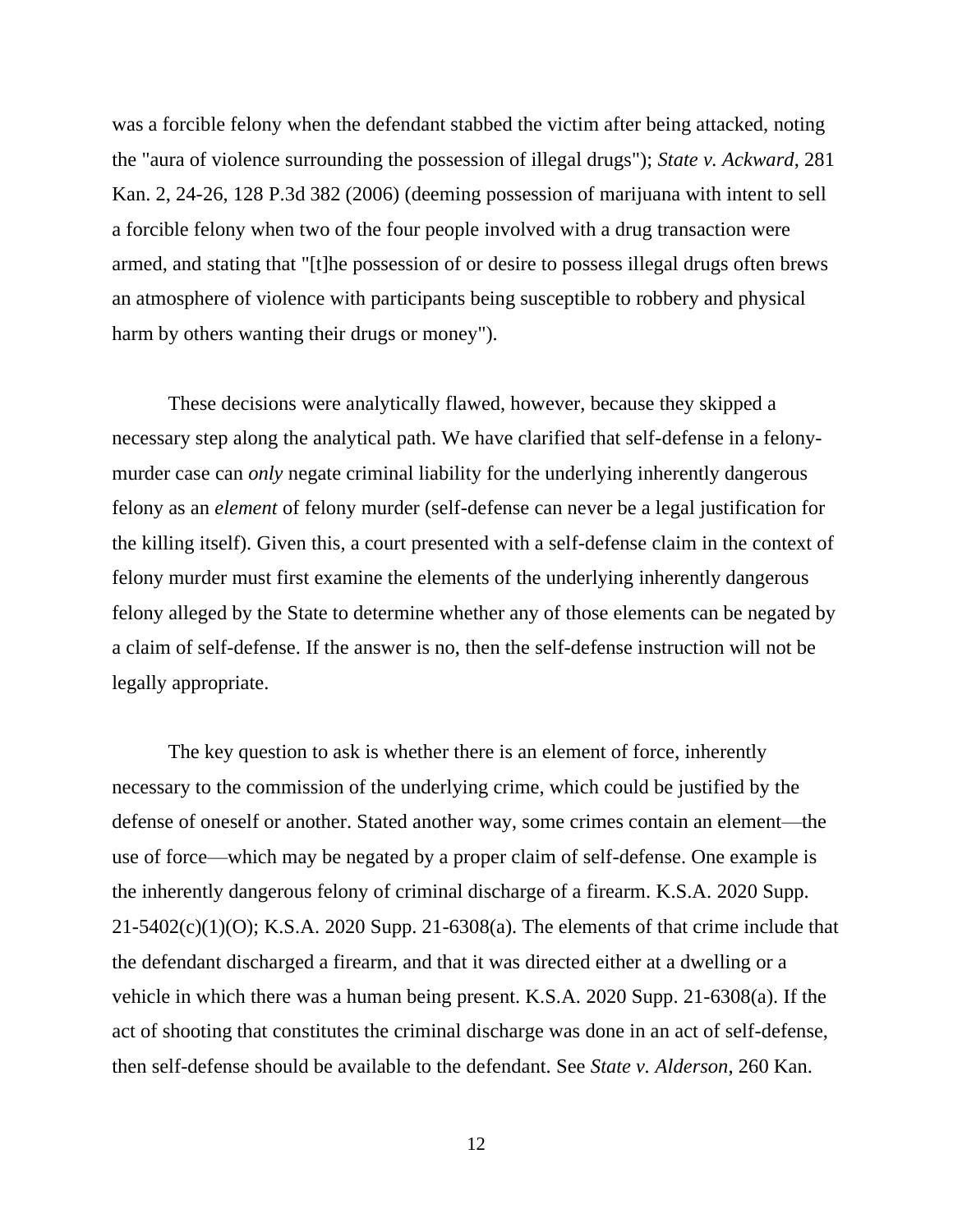was a forcible felony when the defendant stabbed the victim after being attacked, noting the "aura of violence surrounding the possession of illegal drugs"); *State v. Ackward*, 281 Kan. 2, 24-26, 128 P.3d 382 (2006) (deeming possession of marijuana with intent to sell a forcible felony when two of the four people involved with a drug transaction were armed, and stating that "[t]he possession of or desire to possess illegal drugs often brews an atmosphere of violence with participants being susceptible to robbery and physical harm by others wanting their drugs or money").

These decisions were analytically flawed, however, because they skipped a necessary step along the analytical path. We have clarified that self-defense in a felony-murder case can *only* negate criminal liability for the underlying inherently dangerous felony as an *element* of felony murder (self-defense can never be a legal justification for the killing itself). Given this, a court presented with a self-defense claim in the context of felony murder must first examine the elements of the underlying inherently dangerous felony alleged by the State to determine whether any of those elements can be negated by a claim of self-defense. If the answer is no, then the self-defense instruction will not be legally appropriate.

The key question to ask is whether there is an element of force, inherently necessary to the commission of the underlying crime, which could be justified by the defense of oneself or another. Stated another way, some crimes contain an element—the use of force—which may be negated by a proper claim of self-defense. One example is the inherently dangerous felony of criminal discharge of a firearm. K.S.A. 2020 Supp. 21-5402(c)(1)(O); K.S.A. 2020 Supp. 21-6308(a). The elements of that crime include that the defendant discharged a firearm, and that it was directed either at a dwelling or a vehicle in which there was a human being present. K.S.A. 2020 Supp. 21-6308(a). If the act of shooting that constitutes the criminal discharge was done in an act of self-defense, then self-defense should be available to the defendant. See *State v. Alderson*, 260 Kan.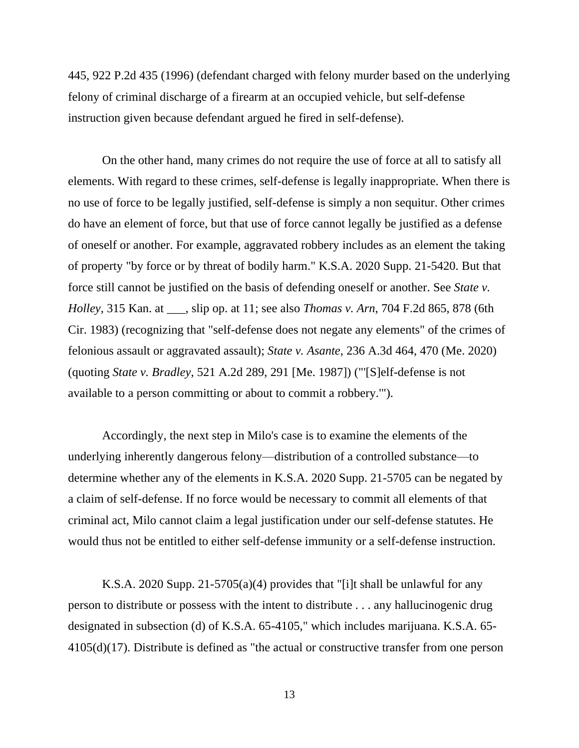445, 922 P.2d 435 (1996) (defendant charged with felony murder based on the underlying felony of criminal discharge of a firearm at an occupied vehicle, but self-defense instruction given because defendant argued he fired in self-defense).

On the other hand, many crimes do not require the use of force at all to satisfy all elements. With regard to these crimes, self-defense is legally inappropriate. When there is no use of force to be legally justified, self-defense is simply a non sequitur. Other crimes do have an element of force, but that use of force cannot legally be justified as a defense of oneself or another. For example, aggravated robbery includes as an element the taking of property "by force or by threat of bodily harm." K.S.A. 2020 Supp. 21-5420. But that force still cannot be justified on the basis of defending oneself or another. See *State v. Holley*, 315 Kan. at ___, slip op. at 11; see also *Thomas v. Arn*, 704 F.2d 865, 878 (6th Cir. 1983) (recognizing that "self-defense does not negate any elements" of the crimes of felonious assault or aggravated assault); *State v. Asante*, 236 A.3d 464, 470 (Me. 2020) (quoting *State v. Bradley*, 521 A.2d 289, 291 [Me. 1987]) ("'[S]elf-defense is not available to a person committing or about to commit a robbery.'").

Accordingly, the next step in Milo's case is to examine the elements of the underlying inherently dangerous felony—distribution of a controlled substance—to determine whether any of the elements in K.S.A. 2020 Supp. 21-5705 can be negated by a claim of self-defense. If no force would be necessary to commit all elements of that criminal act, Milo cannot claim a legal justification under our self-defense statutes. He would thus not be entitled to either self-defense immunity or a self-defense instruction.

K.S.A. 2020 Supp. 21-5705(a)(4) provides that "[i]t shall be unlawful for any person to distribute or possess with the intent to distribute . . . any hallucinogenic drug designated in subsection (d) of K.S.A. 65-4105," which includes marijuana. K.S.A. 65-4105(d)(17). Distribute is defined as "the actual or constructive transfer from one person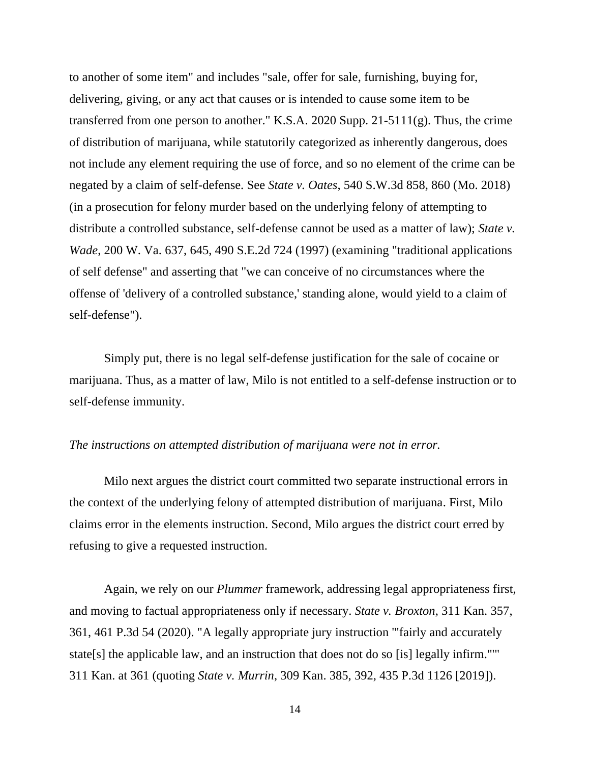to another of some item" and includes "sale, offer for sale, furnishing, buying for, delivering, giving, or any act that causes or is intended to cause some item to be transferred from one person to another." K.S.A. 2020 Supp. 21-5111(g). Thus, the crime of distribution of marijuana, while statutorily categorized as inherently dangerous, does not include any element requiring the use of force, and so no element of the crime can be negated by a claim of self-defense. See *State v. Oates*, 540 S.W.3d 858, 860 (Mo. 2018) (in a prosecution for felony murder based on the underlying felony of attempting to distribute a controlled substance, self-defense cannot be used as a matter of law); *State v. Wade*, 200 W. Va. 637, 645, 490 S.E.2d 724 (1997) (examining "traditional applications of self defense" and asserting that "we can conceive of no circumstances where the offense of 'delivery of a controlled substance,' standing alone, would yield to a claim of self-defense").

Simply put, there is no legal self-defense justification for the sale of cocaine or marijuana. Thus, as a matter of law, Milo is not entitled to a self-defense instruction or to self-defense immunity.

*The instructions on attempted distribution of marijuana were not in error.*

Milo next argues the district court committed two separate instructional errors in the context of the underlying felony of attempted distribution of marijuana. First, Milo claims error in the elements instruction. Second, Milo argues the district court erred by refusing to give a requested instruction.

Again, we rely on our *Plummer* framework, addressing legal appropriateness first, and moving to factual appropriateness only if necessary. *State v. Broxton*, 311 Kan. 357, 361, 461 P.3d 54 (2020). "A legally appropriate jury instruction '"fairly and accurately state[s] the applicable law, and an instruction that does not do so [is] legally infirm."'" 311 Kan. at 361 (quoting *State v. Murrin*, 309 Kan. 385, 392, 435 P.3d 1126 [2019]).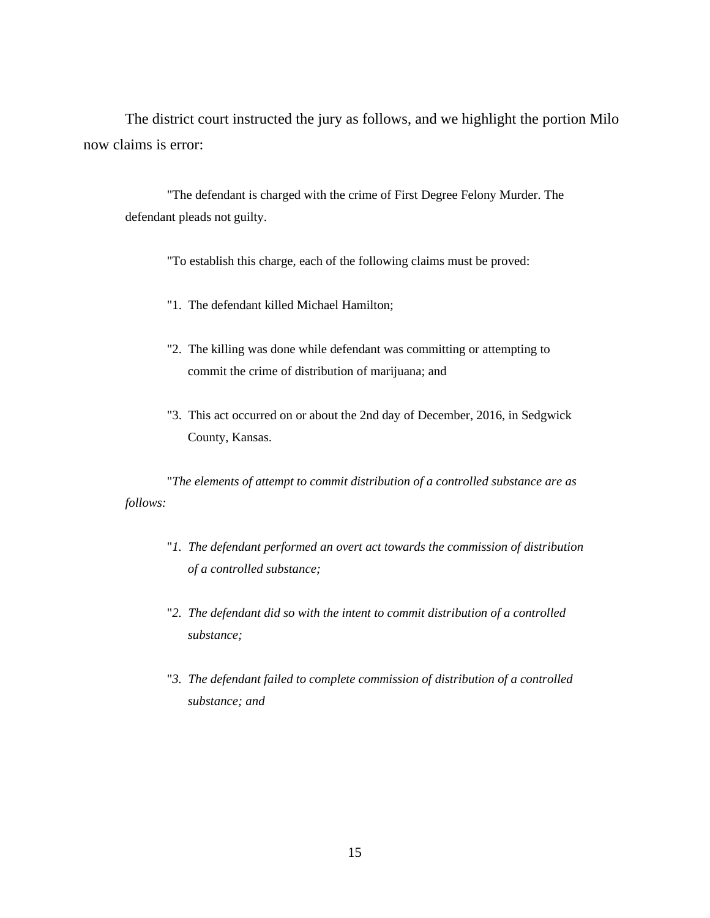The district court instructed the jury as follows, and we highlight the portion Milo now claims is error:

> "The defendant is charged with the crime of First Degree Felony Murder. The defendant pleads not guilty.
>
> "To establish this charge, each of the following claims must be proved:
>
> "1. The defendant killed Michael Hamilton;
>
> "2. The killing was done while defendant was committing or attempting to commit the crime of distribution of marijuana; and
>
> "3. This act occurred on or about the 2nd day of December, 2016, in Sedgwick County, Kansas.
>
> "*The elements of attempt to commit distribution of a controlled substance are as follows:*
>
> "*1. The defendant performed an overt act towards the commission of distribution of a controlled substance;*
>
> "*2. The defendant did so with the intent to commit distribution of a controlled substance;*
>
> "*3. The defendant failed to complete commission of distribution of a controlled substance; and*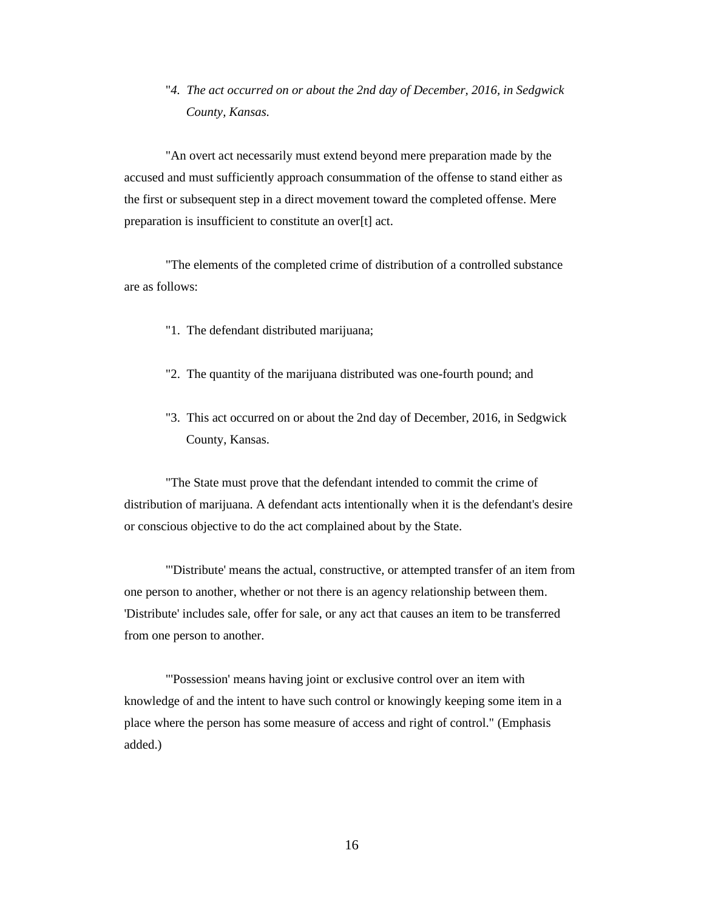"*4. The act occurred on or about the 2nd day of December, 2016, in Sedgwick County, Kansas.*

"An overt act necessarily must extend beyond mere preparation made by the accused and must sufficiently approach consummation of the offense to stand either as the first or subsequent step in a direct movement toward the completed offense. Mere preparation is insufficient to constitute an over[t] act.

"The elements of the completed crime of distribution of a controlled substance are as follows:

"1. The defendant distributed marijuana;

"2. The quantity of the marijuana distributed was one-fourth pound; and

"3. This act occurred on or about the 2nd day of December, 2016, in Sedgwick County, Kansas.

"The State must prove that the defendant intended to commit the crime of distribution of marijuana. A defendant acts intentionally when it is the defendant's desire or conscious objective to do the act complained about by the State.

"'Distribute' means the actual, constructive, or attempted transfer of an item from one person to another, whether or not there is an agency relationship between them. 'Distribute' includes sale, offer for sale, or any act that causes an item to be transferred from one person to another.

"'Possession' means having joint or exclusive control over an item with knowledge of and the intent to have such control or knowingly keeping some item in a place where the person has some measure of access and right of control." (Emphasis added.)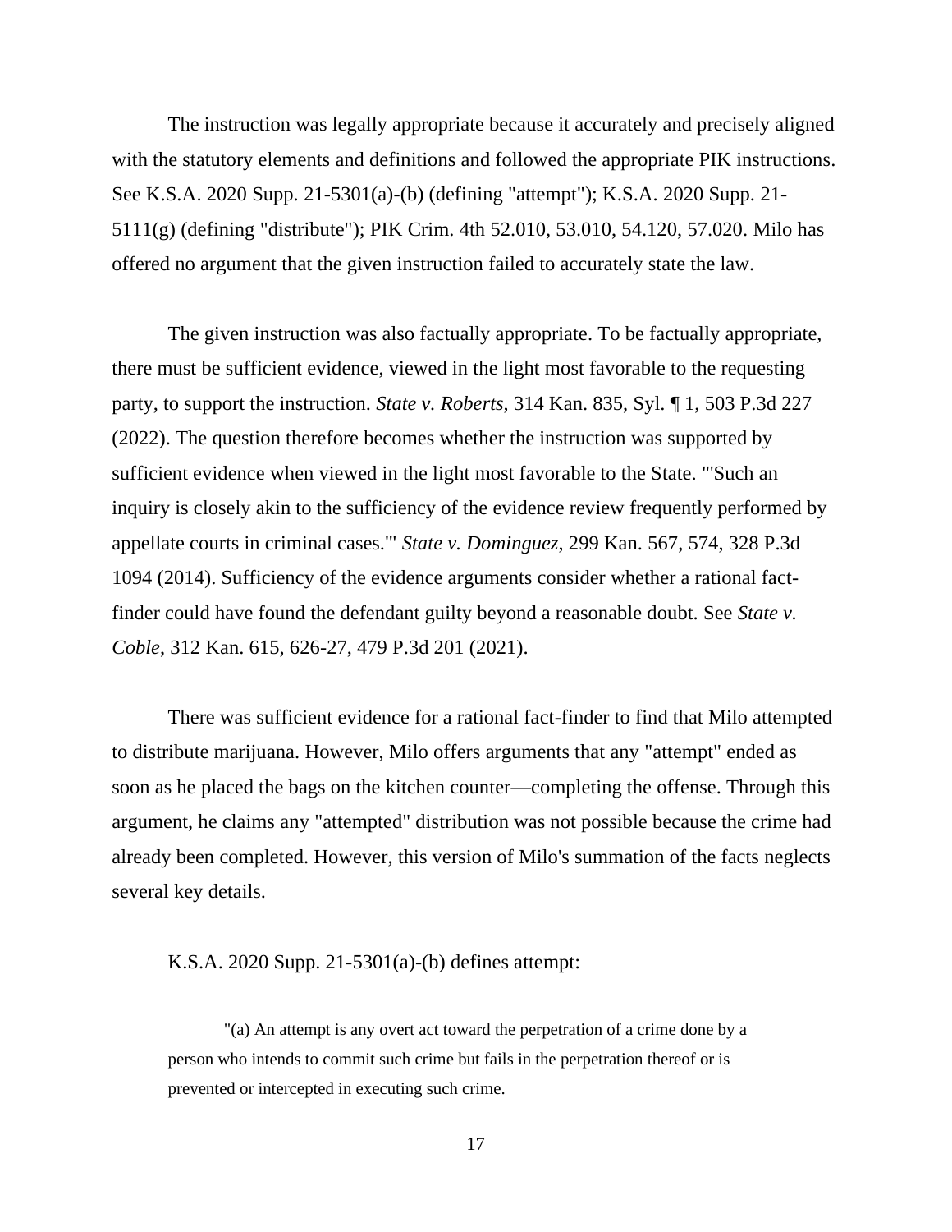The instruction was legally appropriate because it accurately and precisely aligned with the statutory elements and definitions and followed the appropriate PIK instructions. See K.S.A. 2020 Supp. 21-5301(a)-(b) (defining "attempt"); K.S.A. 2020 Supp. 21-5111(g) (defining "distribute"); PIK Crim. 4th 52.010, 53.010, 54.120, 57.020. Milo has offered no argument that the given instruction failed to accurately state the law.

The given instruction was also factually appropriate. To be factually appropriate, there must be sufficient evidence, viewed in the light most favorable to the requesting party, to support the instruction. *State v. Roberts*, 314 Kan. 835, Syl. ¶ 1, 503 P.3d 227 (2022). The question therefore becomes whether the instruction was supported by sufficient evidence when viewed in the light most favorable to the State. "'Such an inquiry is closely akin to the sufficiency of the evidence review frequently performed by appellate courts in criminal cases.'" *State v. Dominguez*, 299 Kan. 567, 574, 328 P.3d 1094 (2014). Sufficiency of the evidence arguments consider whether a rational fact-finder could have found the defendant guilty beyond a reasonable doubt. See *State v. Coble*, 312 Kan. 615, 626-27, 479 P.3d 201 (2021).

There was sufficient evidence for a rational fact-finder to find that Milo attempted to distribute marijuana. However, Milo offers arguments that any "attempt" ended as soon as he placed the bags on the kitchen counter—completing the offense. Through this argument, he claims any "attempted" distribution was not possible because the crime had already been completed. However, this version of Milo's summation of the facts neglects several key details.

K.S.A. 2020 Supp. 21-5301(a)-(b) defines attempt:

> "(a) An attempt is any overt act toward the perpetration of a crime done by a person who intends to commit such crime but fails in the perpetration thereof or is prevented or intercepted in executing such crime.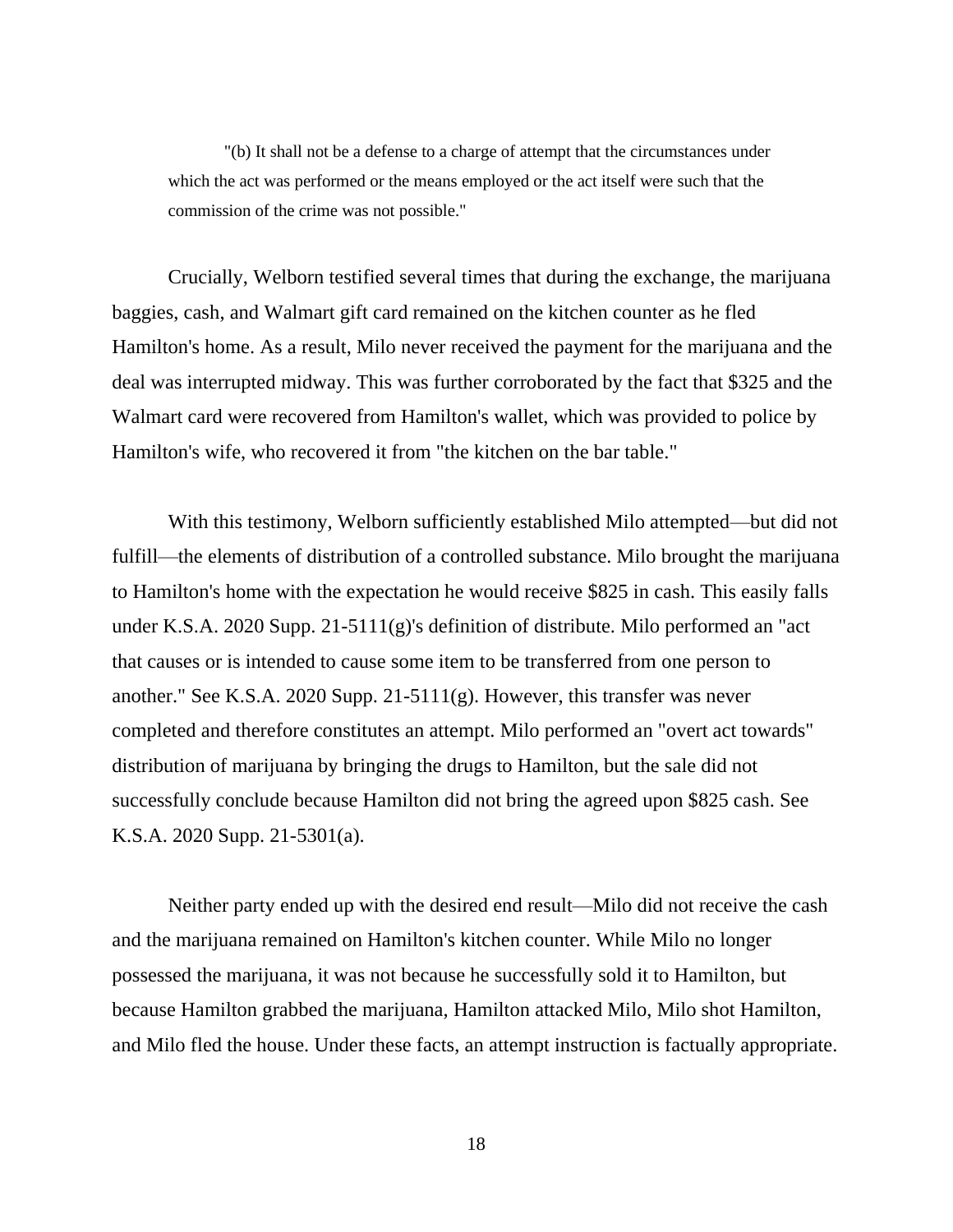"(b) It shall not be a defense to a charge of attempt that the circumstances under which the act was performed or the means employed or the act itself were such that the commission of the crime was not possible."

Crucially, Welborn testified several times that during the exchange, the marijuana baggies, cash, and Walmart gift card remained on the kitchen counter as he fled Hamilton's home. As a result, Milo never received the payment for the marijuana and the deal was interrupted midway. This was further corroborated by the fact that $325 and the Walmart card were recovered from Hamilton's wallet, which was provided to police by Hamilton's wife, who recovered it from "the kitchen on the bar table."

With this testimony, Welborn sufficiently established Milo attempted—but did not fulfill—the elements of distribution of a controlled substance. Milo brought the marijuana to Hamilton's home with the expectation he would receive $825 in cash. This easily falls under K.S.A. 2020 Supp. 21-5111(g)'s definition of distribute. Milo performed an "act that causes or is intended to cause some item to be transferred from one person to another." See K.S.A. 2020 Supp. 21-5111(g). However, this transfer was never completed and therefore constitutes an attempt. Milo performed an "overt act towards" distribution of marijuana by bringing the drugs to Hamilton, but the sale did not successfully conclude because Hamilton did not bring the agreed upon $825 cash. See K.S.A. 2020 Supp. 21-5301(a).

Neither party ended up with the desired end result—Milo did not receive the cash and the marijuana remained on Hamilton's kitchen counter. While Milo no longer possessed the marijuana, it was not because he successfully sold it to Hamilton, but because Hamilton grabbed the marijuana, Hamilton attacked Milo, Milo shot Hamilton, and Milo fled the house. Under these facts, an attempt instruction is factually appropriate.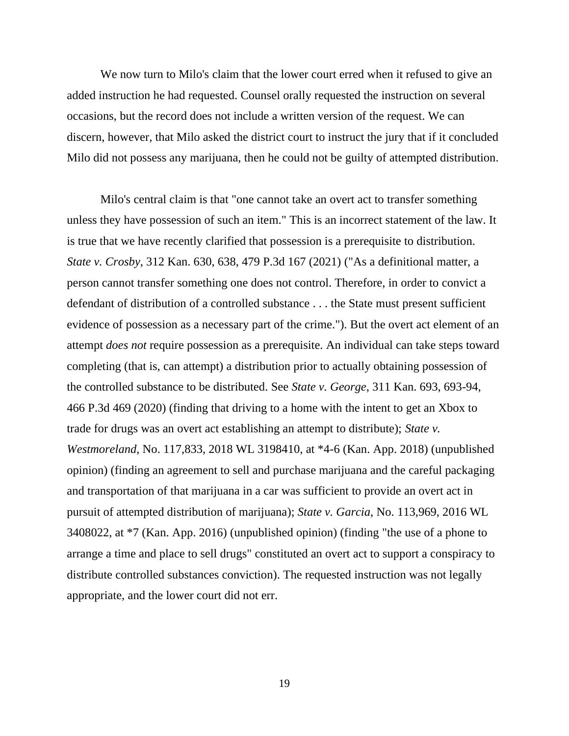We now turn to Milo's claim that the lower court erred when it refused to give an added instruction he had requested. Counsel orally requested the instruction on several occasions, but the record does not include a written version of the request. We can discern, however, that Milo asked the district court to instruct the jury that if it concluded Milo did not possess any marijuana, then he could not be guilty of attempted distribution.

Milo's central claim is that "one cannot take an overt act to transfer something unless they have possession of such an item." This is an incorrect statement of the law. It is true that we have recently clarified that possession is a prerequisite to distribution. *State v. Crosby*, 312 Kan. 630, 638, 479 P.3d 167 (2021) ("As a definitional matter, a person cannot transfer something one does not control. Therefore, in order to convict a defendant of distribution of a controlled substance . . . the State must present sufficient evidence of possession as a necessary part of the crime."). But the overt act element of an attempt *does not* require possession as a prerequisite. An individual can take steps toward completing (that is, can attempt) a distribution prior to actually obtaining possession of the controlled substance to be distributed. See *State v. George*, 311 Kan. 693, 693-94, 466 P.3d 469 (2020) (finding that driving to a home with the intent to get an Xbox to trade for drugs was an overt act establishing an attempt to distribute); *State v. Westmoreland*, No. 117,833, 2018 WL 3198410, at *4-6 (Kan. App. 2018) (unpublished opinion) (finding an agreement to sell and purchase marijuana and the careful packaging and transportation of that marijuana in a car was sufficient to provide an overt act in pursuit of attempted distribution of marijuana); *State v. Garcia*, No. 113,969, 2016 WL 3408022, at *7 (Kan. App. 2016) (unpublished opinion) (finding "the use of a phone to arrange a time and place to sell drugs" constituted an overt act to support a conspiracy to distribute controlled substances conviction). The requested instruction was not legally appropriate, and the lower court did not err.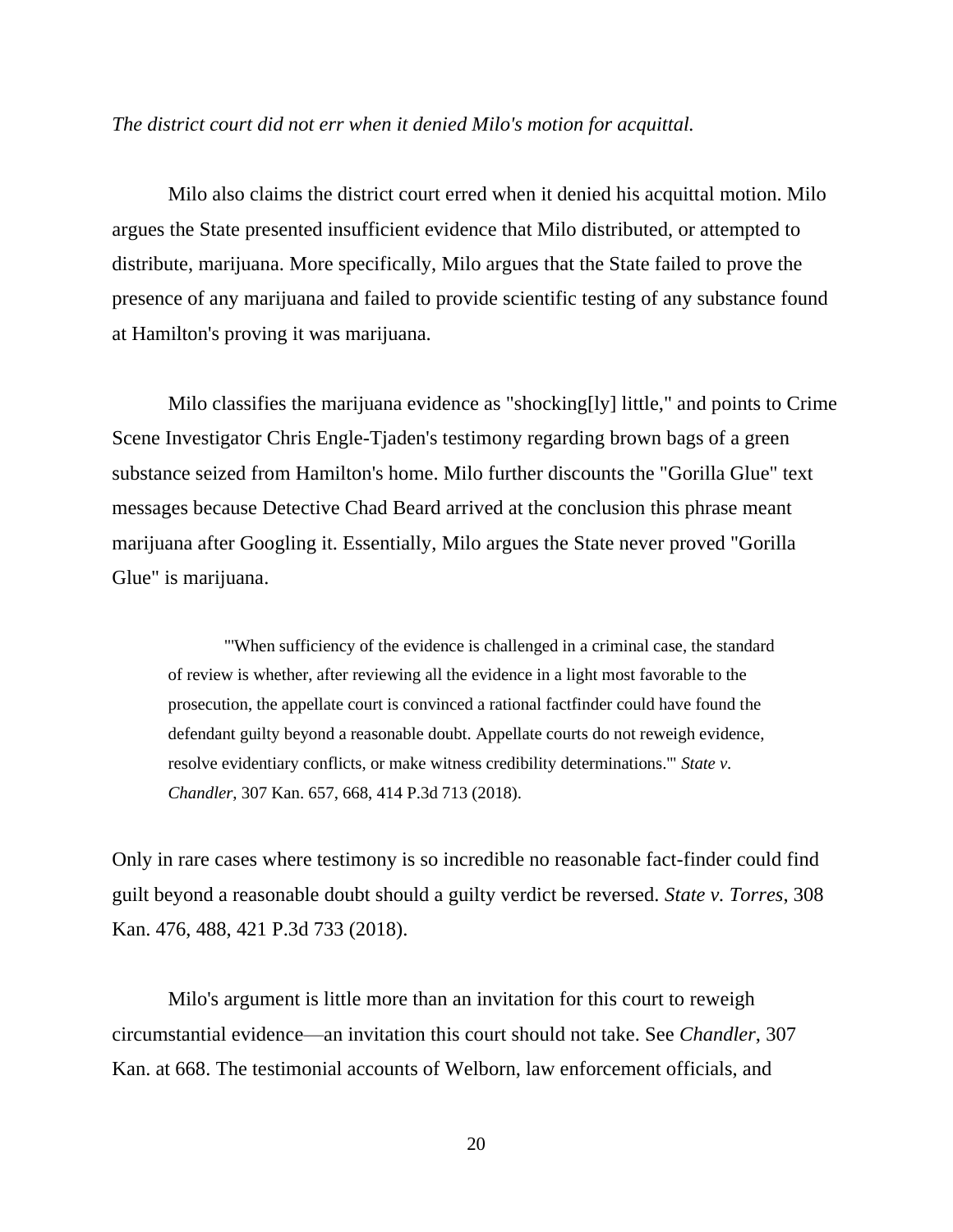*The district court did not err when it denied Milo's motion for acquittal.*

Milo also claims the district court erred when it denied his acquittal motion. Milo argues the State presented insufficient evidence that Milo distributed, or attempted to distribute, marijuana. More specifically, Milo argues that the State failed to prove the presence of any marijuana and failed to provide scientific testing of any substance found at Hamilton's proving it was marijuana.

Milo classifies the marijuana evidence as "shocking[ly] little," and points to Crime Scene Investigator Chris Engle-Tjaden's testimony regarding brown bags of a green substance seized from Hamilton's home. Milo further discounts the "Gorilla Glue" text messages because Detective Chad Beard arrived at the conclusion this phrase meant marijuana after Googling it. Essentially, Milo argues the State never proved "Gorilla Glue" is marijuana.

> "'When sufficiency of the evidence is challenged in a criminal case, the standard of review is whether, after reviewing all the evidence in a light most favorable to the prosecution, the appellate court is convinced a rational factfinder could have found the defendant guilty beyond a reasonable doubt. Appellate courts do not reweigh evidence, resolve evidentiary conflicts, or make witness credibility determinations.'" *State v. Chandler*, 307 Kan. 657, 668, 414 P.3d 713 (2018).

Only in rare cases where testimony is so incredible no reasonable fact-finder could find guilt beyond a reasonable doubt should a guilty verdict be reversed. *State v. Torres*, 308 Kan. 476, 488, 421 P.3d 733 (2018).

Milo's argument is little more than an invitation for this court to reweigh circumstantial evidence—an invitation this court should not take. See *Chandler*, 307 Kan. at 668. The testimonial accounts of Welborn, law enforcement officials, and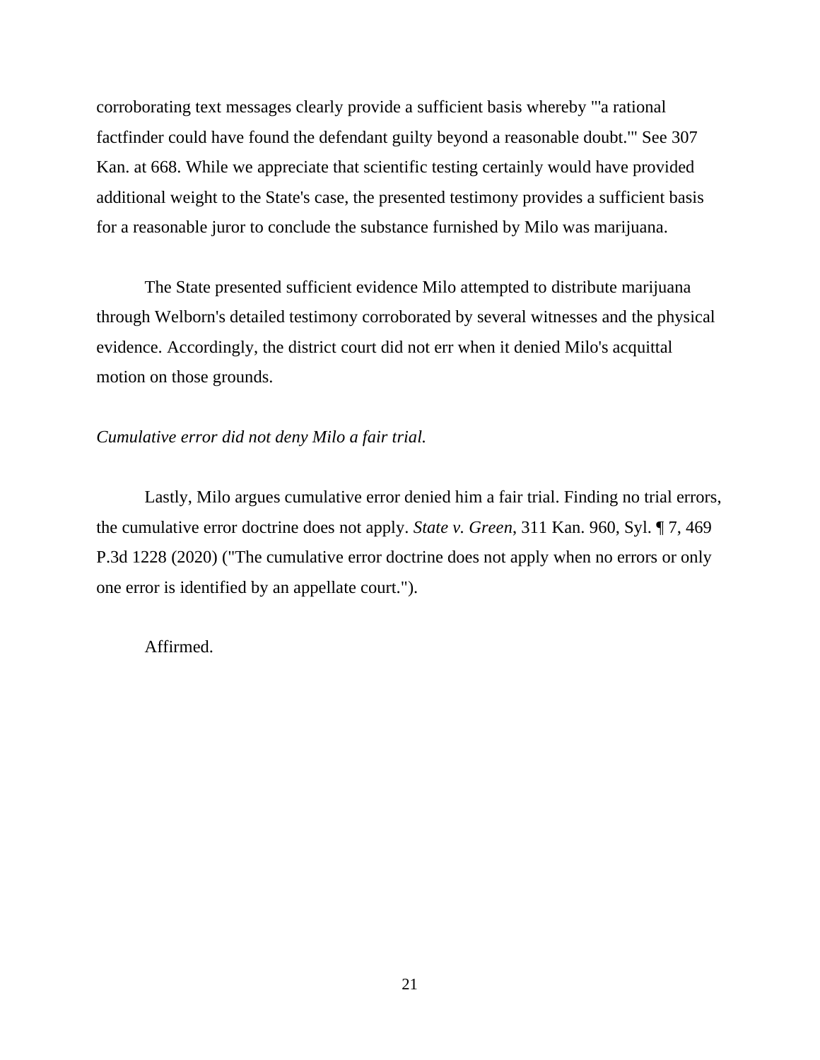corroborating text messages clearly provide a sufficient basis whereby "'a rational factfinder could have found the defendant guilty beyond a reasonable doubt.'" See 307 Kan. at 668. While we appreciate that scientific testing certainly would have provided additional weight to the State's case, the presented testimony provides a sufficient basis for a reasonable juror to conclude the substance furnished by Milo was marijuana.

The State presented sufficient evidence Milo attempted to distribute marijuana through Welborn's detailed testimony corroborated by several witnesses and the physical evidence. Accordingly, the district court did not err when it denied Milo's acquittal motion on those grounds.

*Cumulative error did not deny Milo a fair trial.*

Lastly, Milo argues cumulative error denied him a fair trial. Finding no trial errors, the cumulative error doctrine does not apply. *State v. Green*, 311 Kan. 960, Syl. ¶ 7, 469 P.3d 1228 (2020) ("The cumulative error doctrine does not apply when no errors or only one error is identified by an appellate court.").

Affirmed.